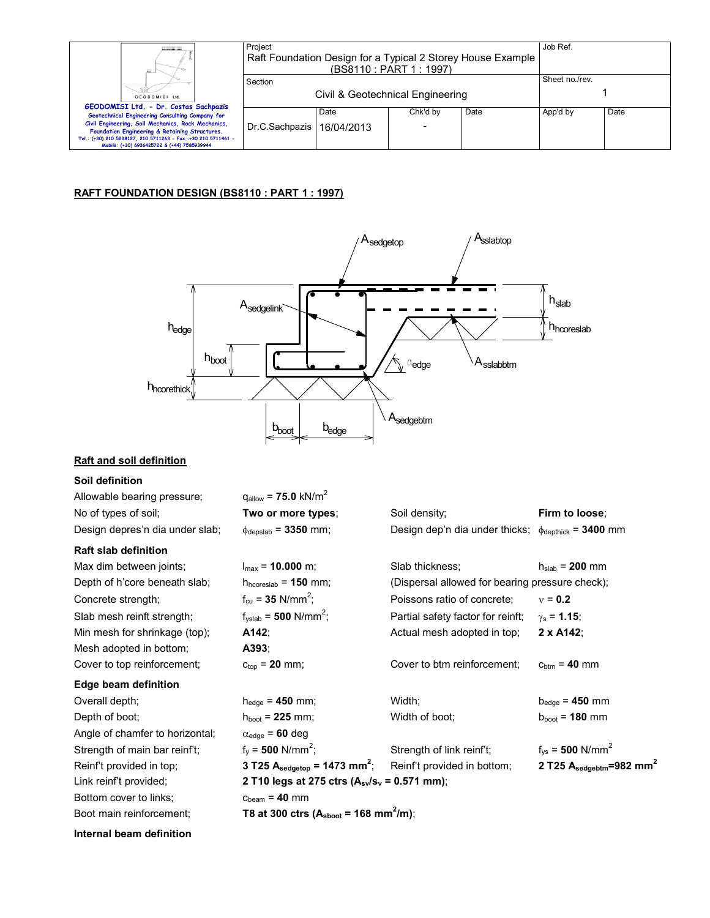| | Project<br>Raft Foundation Design for a Typical 2 Storey House Example (BS8110 : PART 1 : 1997) | | | | Job Ref. | |
|---|---|---|---|---|---|---|
| **GEODOMISI Ltd. - Dr. Costas Sachpazis**<br>Geotechnical Engineering Consulting Company for Civil Engineering, Soil Mechanics, Rock Mechanics, Foundation Engineering & Retaining Structures.<br>Tel.: (+30) 210 5238127, 210 5711263 - Fax.:+30 210 5711461 - Mobile: (+30) 6936425722 & (+44) 7585939944 | Section<br>Civil & Geotechnical Engineering | | | | Sheet no./rev.<br>1 | |
| | Dr.C.Sachpazis | Date<br>16/04/2013 | Chk'd by<br>- | Date | App'd by | Date |

## RAFT FOUNDATION DESIGN (BS8110 : PART 1 : 1997)

## Raft and soil definition

### Soil definition

| | | | |
|---|---|---|---|
| Allowable bearing pressure; | $q_{allow}$ = **75.0** kN/m$^2$ | | |
| No of types of soil; | **Two or more types**; | Soil density; | **Firm to loose**; |
| Design depres'n dia under slab; | $\phi_{depslab}$ = **3350** mm; | Design dep'n dia under thicks; | $\phi_{depthick}$ = **3400** mm |

### Raft slab definition

| | | | |
|---|---|---|---|
| Max dim between joints; | $l_{max}$ = **10.000** m; | Slab thickness; | $h_{slab}$ = **200** mm |
| Depth of h'core beneath slab; | $h_{hcoreslab}$ = **150** mm; | (Dispersal allowed for bearing pressure check); | |
| Concrete strength; | $f_{cu}$ = **35** N/mm$^2$; | Poissons ratio of concrete; | $\nu$ = **0.2** |
| Slab mesh reinft strength; | $f_{yslab}$ = **500** N/mm$^2$; | Partial safety factor for reinft; | $\gamma_s$ = **1.15**; |
| Min mesh for shrinkage (top); | **A142**; | Actual mesh adopted in top; | **2 x A142**; |
| Mesh adopted in bottom; | **A393**; | | |
| Cover to top reinforcement; | $c_{top}$ = **20** mm; | Cover to btm reinforcement; | $c_{btm}$ = **40** mm |

### Edge beam definition

| | | | |
|---|---|---|---|
| Overall depth; | $h_{edge}$ = **450** mm; | Width; | $b_{edge}$ = **450** mm |
| Depth of boot; | $h_{boot}$ = **225** mm; | Width of boot; | $b_{boot}$ = **180** mm |
| Angle of chamfer to horizontal; | $\alpha_{edge}$ = **60** deg | | |
| Strength of main bar reinf't; | $f_y$ = **500** N/mm$^2$; | Strength of link reinf't; | $f_{ys}$ = **500** N/mm$^2$ |
| Reinf't provided in top; | **3 T25 $A_{sedgetop}$ = 1473 mm$^2$**; | Reinf't provided in bottom; | **2 T25 $A_{sedgebtm}$=982 mm$^2$** |
| Link reinf't provided; | **2 T10 legs at 275 ctrs ($A_{sv}/s_v$ = 0.571 mm)**; | | |
| Bottom cover to links; | $c_{beam}$ = **40** mm | | |
| Boot main reinforcement; | **T8 at 300 ctrs ($A_{sboot}$ = 168 mm$^2$/m)**; | | |

### Internal beam definition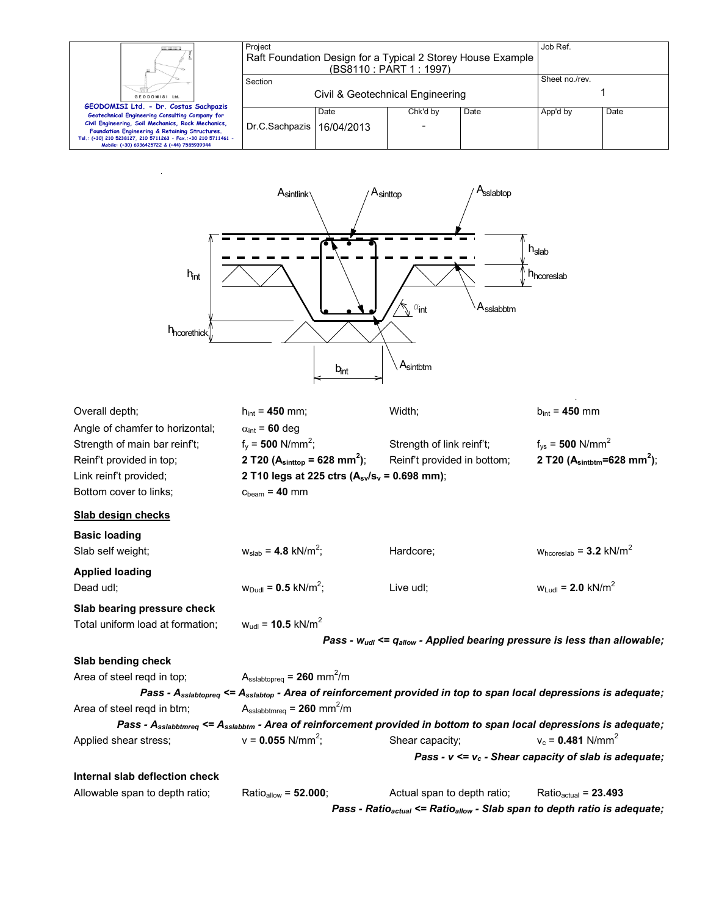Overall depth; $h_{int}$ = **450** mm; Width; $b_{int}$ = **450** mm

Angle of chamfer to horizontal; $\alpha_{int}$ = **60** deg

Strength of main bar reinf't; $f_y$ = **500** N/mm$^2$; Strength of link reinf't; $f_{ys}$ = **500** N/mm$^2$

Reinf't provided in top; **2 T20 ($A_{sinttop}$ = 628 mm$^2$)**; Reinf't provided in bottom; **2 T20 ($A_{sintbtm}$=628 mm$^2$)**;

Link reinf't provided; **2 T10 legs at 225 ctrs ($A_{sv}/s_v$ = 0.698 mm)**;

Bottom cover to links; $c_{beam}$ = **40** mm

**Slab design checks**

**Basic loading**

Slab self weight; $w_{slab}$ = **4.8** kN/m$^2$; Hardcore; $w_{hcoreslab}$ = **3.2** kN/m$^2$

**Applied loading**

Dead udl; $w_{Dudl}$ = **0.5** kN/m$^2$; Live udl; $w_{Ludl}$ = **2.0** kN/m$^2$

**Slab bearing pressure check**

Total uniform load at formation; $w_{udl}$ = **10.5** kN/m$^2$

***Pass - $w_{udl}$ <= $q_{allow}$ - Applied bearing pressure is less than allowable;***

**Slab bending check**

Area of steel reqd in top; $A_{sslabtopreq}$ = **260** mm$^2$/m

***Pass - $A_{sslabtopreq}$ <= $A_{sslabtop}$ - Area of reinforcement provided in top to span local depressions is adequate;***

Area of steel reqd in btm; $A_{sslabbtmreq}$ = **260** mm$^2$/m

***Pass - $A_{sslabbtmreq}$ <= $A_{sslabbtm}$ - Area of reinforcement provided in bottom to span local depressions is adequate;***

Applied shear stress; v = **0.055** N/mm$^2$; Shear capacity; $v_c$ = **0.481** N/mm$^2$

***Pass - v <= $v_c$ - Shear capacity of slab is adequate;***

**Internal slab deflection check**

Allowable span to depth ratio; $Ratio_{allow}$ = **52.000**; Actual span to depth ratio; $Ratio_{actual}$ = **23.493**

***Pass - $Ratio_{actual}$ <= $Ratio_{allow}$ - Slab span to depth ratio is adequate;***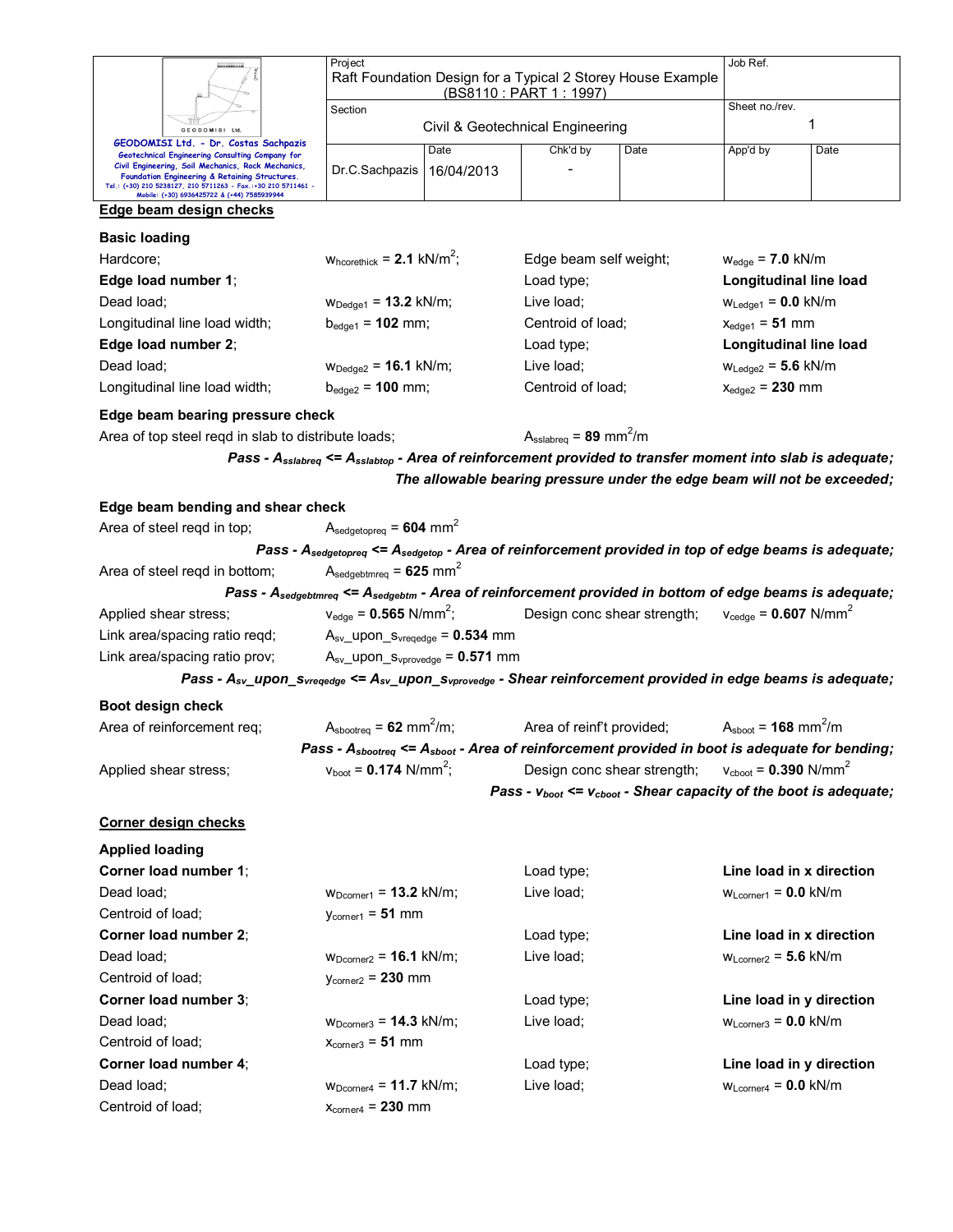## Edge beam design checks

### Basic loading

| | | | |
|---|---|---|---|
| Hardcore; | $w_{hcorethick}$ = **2.1** kN/m$^2$; | Edge beam self weight; | $w_{edge}$ = **7.0** kN/m |
| **Edge load number 1**; | | Load type; | **Longitudinal line load** |
| Dead load; | $w_{Dedge1}$ = **13.2** kN/m; | Live load; | $w_{Ledge1}$ = **0.0** kN/m |
| Longitudinal line load width; | $b_{edge1}$ = **102** mm; | Centroid of load; | $x_{edge1}$ = **51** mm |
| **Edge load number 2**; | | Load type; | **Longitudinal line load** |
| Dead load; | $w_{Dedge2}$ = **16.1** kN/m; | Live load; | $w_{Ledge2}$ = **5.6** kN/m |
| Longitudinal line load width; | $b_{edge2}$ = **100** mm; | Centroid of load; | $x_{edge2}$ = **230** mm |

### Edge beam bearing pressure check

Area of top steel reqd in slab to distribute loads; $A_{sslabreq}$ = **89** mm$^2$/m

***Pass - $A_{sslabreq}$ <= $A_{sslabtop}$ - Area of reinforcement provided to transfer moment into slab is adequate;***

***The allowable bearing pressure under the edge beam will not be exceeded;***

### Edge beam bending and shear check

Area of steel reqd in top; $A_{sedgetopreq}$ = **604** mm$^2$

***Pass - $A_{sedgetopreq}$ <= $A_{sedgetop}$ - Area of reinforcement provided in top of edge beams is adequate;***

Area of steel reqd in bottom; $A_{sedgebtmreq}$ = **625** mm$^2$

***Pass - $A_{sedgebtmreq}$ <= $A_{sedgebtm}$ - Area of reinforcement provided in bottom of edge beams is adequate;***

Applied shear stress; $v_{edge}$ = **0.565** N/mm$^2$; Design conc shear strength; $v_{cedge}$ = **0.607** N/mm$^2$

Link area/spacing ratio reqd; $A_{sv}$_upon_$s_{vreqedge}$ = **0.534** mm

Link area/spacing ratio prov; $A_{sv}$_upon_$s_{vprovedge}$ = **0.571** mm

***Pass - $A_{sv}$_upon_$s_{vreqedge}$ <= $A_{sv}$_upon_$s_{vprovedge}$ - Shear reinforcement provided in edge beams is adequate;***

### Boot design check

Area of reinforcement req; $A_{sbootreq}$ = **62** mm$^2$/m; Area of reinf't provided; $A_{sboot}$ = **168** mm$^2$/m

***Pass - $A_{sbootreq}$ <= $A_{sboot}$ - Area of reinforcement provided in boot is adequate for bending;***

Applied shear stress; $v_{boot}$ = **0.174** N/mm$^2$; Design conc shear strength; $v_{cboot}$ = **0.390** N/mm$^2$

***Pass - $v_{boot}$ <= $v_{cboot}$ - Shear capacity of the boot is adequate;***

## Corner design checks

### Applied loading

| | | | |
|---|---|---|---|
| **Corner load number 1**; | | Load type; | **Line load in x direction** |
| Dead load; | $w_{Dcorner1}$ = **13.2** kN/m; | Live load; | $w_{Lcorner1}$ = **0.0** kN/m |
| Centroid of load; | $y_{corner1}$ = **51** mm | | |
| **Corner load number 2**; | | Load type; | **Line load in x direction** |
| Dead load; | $w_{Dcorner2}$ = **16.1** kN/m; | Live load; | $w_{Lcorner2}$ = **5.6** kN/m |
| Centroid of load; | $y_{corner2}$ = **230** mm | | |
| **Corner load number 3**; | | Load type; | **Line load in y direction** |
| Dead load; | $w_{Dcorner3}$ = **14.3** kN/m; | Live load; | $w_{Lcorner3}$ = **0.0** kN/m |
| Centroid of load; | $x_{corner3}$ = **51** mm | | |
| **Corner load number 4**; | | Load type; | **Line load in y direction** |
| Dead load; | $w_{Dcorner4}$ = **11.7** kN/m; | Live load; | $w_{Lcorner4}$ = **0.0** kN/m |
| Centroid of load; | $x_{corner4}$ = **230** mm | | |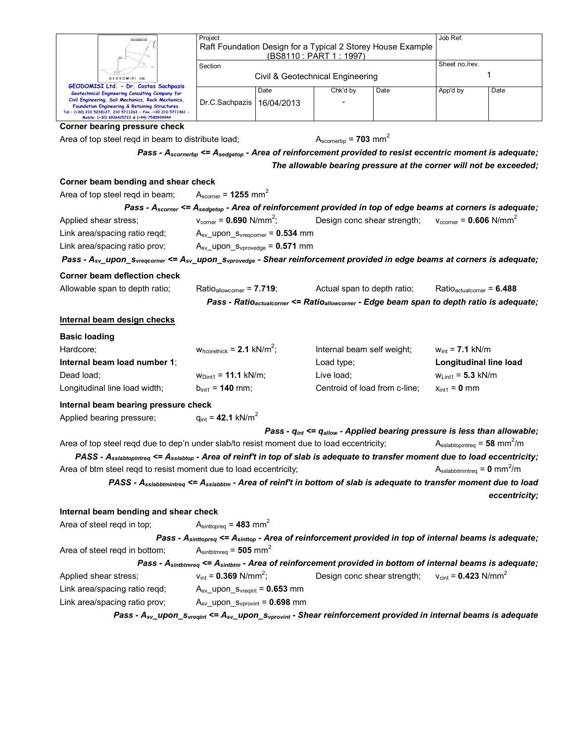**Corner bearing pressure check**

Area of top steel reqd in beam to distribute load; $A_{scornerbp}$ = **703** mm$^2$

***Pass - $A_{scornerbp}$ <= $A_{sedgetop}$ - Area of reinforcement provided to resist eccentric moment is adequate;***

***The allowable bearing pressure at the corner will not be exceeded;***

**Corner beam bending and shear check**

Area of top steel reqd in beam; $A_{scorner}$ = **1255** mm$^2$

***Pass - $A_{scorner}$ <= $A_{sedgetop}$ - Area of reinforcement provided in top of edge beams at corners is adequate;***

Applied shear stress; $v_{corner}$ = **0.690** N/mm$^2$; Design conc shear strength; $v_{ccorner}$ = **0.606** N/mm$^2$

Link area/spacing ratio reqd; $A_{sv}$_upon_$s_{vreqcorner}$ = **0.534** mm

Link area/spacing ratio prov; $A_{sv}$_upon_$s_{vprovedge}$ = **0.571** mm

***Pass - $A_{sv}$_upon_$s_{vreqcorner}$ <= $A_{sv}$_upon_$s_{vprovedge}$ - Shear reinforcement provided in edge beams at corners is adequate;***

**Corner beam deflection check**

Allowable span to depth ratio; $Ratio_{allowcorner}$ = **7.719**; Actual span to depth ratio; $Ratio_{actualcorner}$ = **6.488**

***Pass - $Ratio_{actualcorner}$ <= $Ratio_{allowcorner}$ - Edge beam span to depth ratio is adequate;***

## Internal beam design checks

**Basic loading**

Hardcore; $w_{hcorethick}$ = **2.1** kN/m$^2$; Internal beam self weight; $w_{int}$ = **7.1** kN/m

**Internal beam load number 1**; Load type; **Longitudinal line load**

Dead load; $w_{Dint1}$ = **11.1** kN/m; Live load; $w_{Lint1}$ = **5.3** kN/m

Longitudinal line load width; $b_{int1}$ = **140** mm; Centroid of load from c-line; $x_{int1}$ = **0** mm

**Internal beam bearing pressure check**

Applied bearing pressure; $q_{int}$ = **42.1** kN/m$^2$

***Pass - $q_{int}$ <= $q_{allow}$ - Applied bearing pressure is less than allowable;***

Area of top steel reqd due to dep'n under slab/to resist moment due to load eccentricity; $A_{sslabtopintreq}$ = **58** mm$^2$/m

***PASS - $A_{sslabtopintreq}$ <= $A_{sslabtop}$ - Area of reinf't in top of slab is adequate to transfer moment due to load eccentricity;***

Area of btm steel reqd to resist moment due to load eccentricity; $A_{sslabbtmintreq}$ = **0** mm$^2$/m

***PASS - $A_{sslabbtmintreq}$ <= $A_{sslabbtm}$ - Area of reinf't in bottom of slab is adequate to transfer moment due to load eccentricity;***

**Internal beam bending and shear check**

Area of steel reqd in top; $A_{sinttopreq}$ = **483** mm$^2$

***Pass - $A_{sinttopreq}$ <= $A_{sinttop}$ - Area of reinforcement provided in top of internal beams is adequate;***

Area of steel reqd in bottom; $A_{sintbtmreq}$ = **505** mm$^2$

***Pass - $A_{sintbtmreq}$ <= $A_{sintbtm}$ - Area of reinforcement provided in bottom of internal beams is adequate;***

Applied shear stress; $v_{int}$ = **0.369** N/mm$^2$; Design conc shear strength; $v_{cint}$ = **0.423** N/mm$^2$

Link area/spacing ratio reqd; $A_{sv}$_upon_$s_{vreqint}$ = **0.653** mm

Link area/spacing ratio prov; $A_{sv}$_upon_$s_{vprovint}$ = **0.698** mm

***Pass - $A_{sv}$_upon_$s_{vreqint}$ <= $A_{sv}$_upon_$s_{vprovint}$ - Shear reinforcement provided in internal beams is adequate***